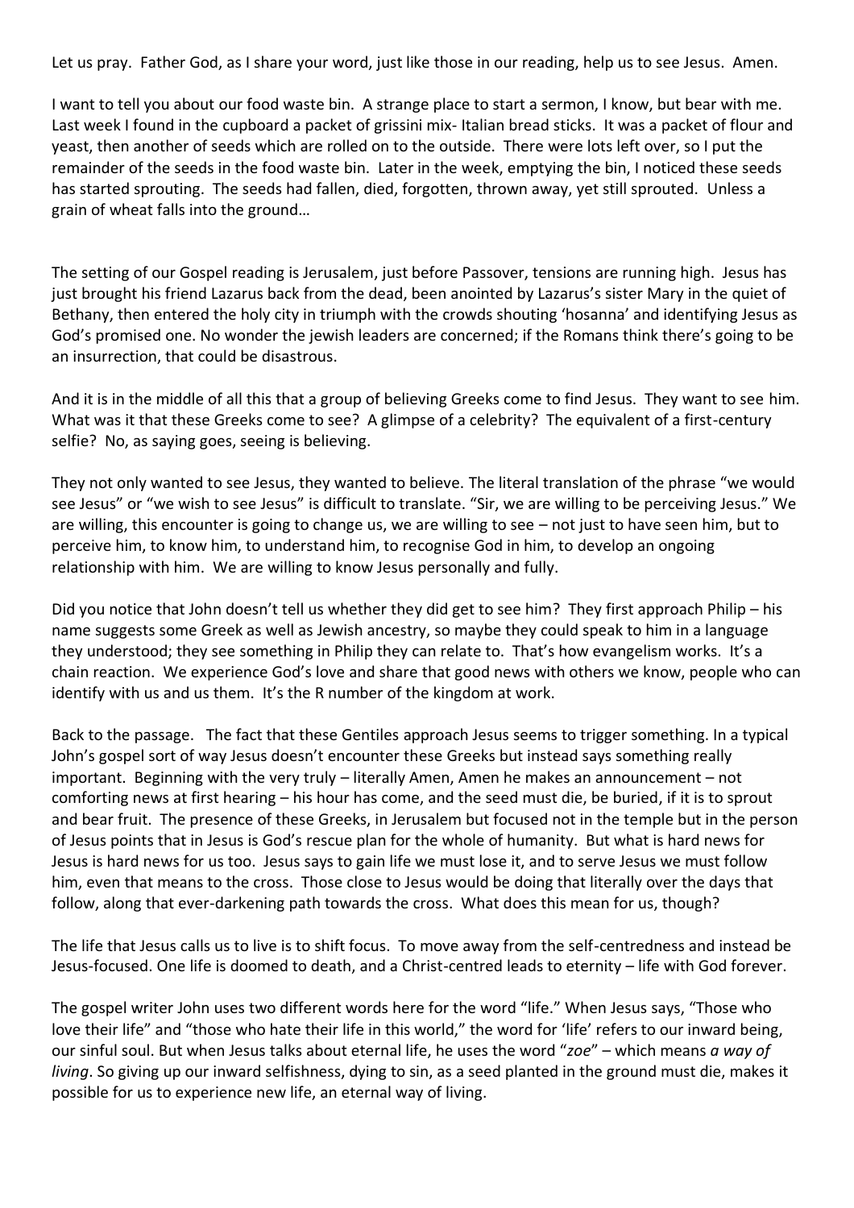Let us pray. Father God, as I share your word, just like those in our reading, help us to see Jesus. Amen.

I want to tell you about our food waste bin. A strange place to start a sermon, I know, but bear with me. Last week I found in the cupboard a packet of grissini mix- Italian bread sticks. It was a packet of flour and yeast, then another of seeds which are rolled on to the outside. There were lots left over, so I put the remainder of the seeds in the food waste bin. Later in the week, emptying the bin, I noticed these seeds has started sprouting. The seeds had fallen, died, forgotten, thrown away, yet still sprouted. Unless a grain of wheat falls into the ground…

The setting of our Gospel reading is Jerusalem, just before Passover, tensions are running high. Jesus has just brought his friend Lazarus back from the dead, been anointed by Lazarus's sister Mary in the quiet of Bethany, then entered the holy city in triumph with the crowds shouting 'hosanna' and identifying Jesus as God's promised one. No wonder the jewish leaders are concerned; if the Romans think there's going to be an insurrection, that could be disastrous.

And it is in the middle of all this that a group of believing Greeks come to find Jesus. They want to see him. What was it that these Greeks come to see? A glimpse of a celebrity? The equivalent of a first-century selfie? No, as saying goes, seeing is believing.

They not only wanted to see Jesus, they wanted to believe. The literal translation of the phrase "we would see Jesus" or "we wish to see Jesus" is difficult to translate. "Sir, we are willing to be perceiving Jesus." We are willing, this encounter is going to change us, we are willing to see – not just to have seen him, but to perceive him, to know him, to understand him, to recognise God in him, to develop an ongoing relationship with him. We are willing to know Jesus personally and fully.

Did you notice that John doesn't tell us whether they did get to see him? They first approach Philip – his name suggests some Greek as well as Jewish ancestry, so maybe they could speak to him in a language they understood; they see something in Philip they can relate to. That's how evangelism works. It's a chain reaction. We experience God's love and share that good news with others we know, people who can identify with us and us them. It's the R number of the kingdom at work.

Back to the passage. The fact that these Gentiles approach Jesus seems to trigger something. In a typical John's gospel sort of way Jesus doesn't encounter these Greeks but instead says something really important. Beginning with the very truly – literally Amen, Amen he makes an announcement – not comforting news at first hearing – his hour has come, and the seed must die, be buried, if it is to sprout and bear fruit. The presence of these Greeks, in Jerusalem but focused not in the temple but in the person of Jesus points that in Jesus is God's rescue plan for the whole of humanity. But what is hard news for Jesus is hard news for us too. Jesus says to gain life we must lose it, and to serve Jesus we must follow him, even that means to the cross. Those close to Jesus would be doing that literally over the days that follow, along that ever-darkening path towards the cross. What does this mean for us, though?

The life that Jesus calls us to live is to shift focus. To move away from the self-centredness and instead be Jesus-focused. One life is doomed to death, and a Christ-centred leads to eternity – life with God forever.

The gospel writer John uses two different words here for the word "life." When Jesus says, "Those who love their life" and "those who hate their life in this world," the word for 'life' refers to our inward being, our sinful soul. But when Jesus talks about eternal life, he uses the word "*zoe*" – which means *a way of living*. So giving up our inward selfishness, dying to sin, as a seed planted in the ground must die, makes it possible for us to experience new life, an eternal way of living.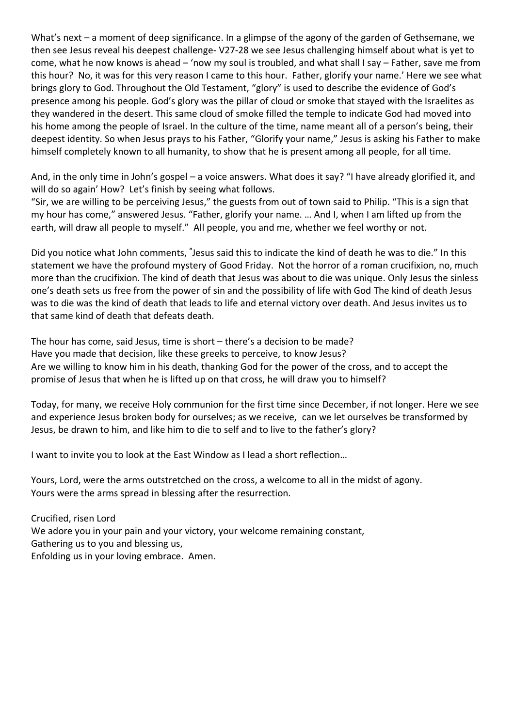What's next – a moment of deep significance. In a glimpse of the agony of the garden of Gethsemane, we then see Jesus reveal his deepest challenge- V27-28 we see Jesus challenging himself about what is yet to come, what he now knows is ahead – 'now my soul is troubled, and what shall I say – Father, save me from this hour? No, it was for this very reason I came to this hour. Father, glorify your name.' Here we see what brings glory to God. Throughout the Old Testament, "glory" is used to describe the evidence of God's presence among his people. God's glory was the pillar of cloud or smoke that stayed with the Israelites as they wandered in the desert. This same cloud of smoke filled the temple to indicate God had moved into his home among the people of Israel. In the culture of the time, name meant all of a person's being, their deepest identity. So when Jesus prays to his Father, "Glorify your name," Jesus is asking his Father to make himself completely known to all humanity, to show that he is present among all people, for all time.

And, in the only time in John's gospel – a voice answers. What does it say? "I have already glorified it, and will do so again' How? Let's finish by seeing what follows.
"Sir, we are willing to be perceiving Jesus," the guests from out of town said to Philip. "This is a sign that my hour has come," answered Jesus. "Father, glorify your name. … And I, when I am lifted up from the earth, will draw all people to myself." All people, you and me, whether we feel worthy or not.

Did you notice what John comments, "Jesus said this to indicate the kind of death he was to die." In this statement we have the profound mystery of Good Friday. Not the horror of a roman crucifixion, no, much more than the crucifixion. The kind of death that Jesus was about to die was unique. Only Jesus the sinless one's death sets us free from the power of sin and the possibility of life with God The kind of death Jesus was to die was the kind of death that leads to life and eternal victory over death. And Jesus invites us to that same kind of death that defeats death.

The hour has come, said Jesus, time is short – there's a decision to be made?
Have you made that decision, like these greeks to perceive, to know Jesus?
Are we willing to know him in his death, thanking God for the power of the cross, and to accept the promise of Jesus that when he is lifted up on that cross, he will draw you to himself?

Today, for many, we receive Holy communion for the first time since December, if not longer. Here we see and experience Jesus broken body for ourselves; as we receive, can we let ourselves be transformed by Jesus, be drawn to him, and like him to die to self and to live to the father's glory?

I want to invite you to look at the East Window as I lead a short reflection…

Yours, Lord, were the arms outstretched on the cross, a welcome to all in the midst of agony.
Yours were the arms spread in blessing after the resurrection.

Crucified, risen Lord
We adore you in your pain and your victory, your welcome remaining constant,
Gathering us to you and blessing us,
Enfolding us in your loving embrace. Amen.